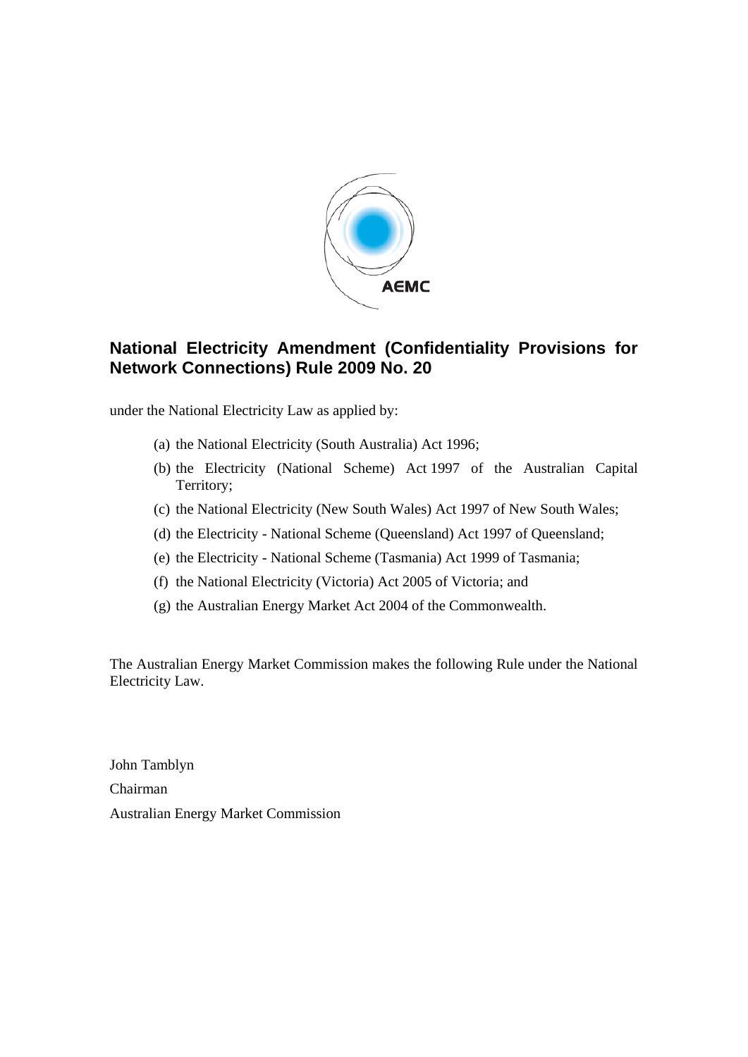AEMC

# National Electricity Amendment (Confidentiality Provisions for Network Connections) Rule 2009 No. 20

under the National Electricity Law as applied by:

(a) the National Electricity (South Australia) Act 1996;

(b) the Electricity (National Scheme) Act 1997 of the Australian Capital Territory;

(c) the National Electricity (New South Wales) Act 1997 of New South Wales;

(d) the Electricity - National Scheme (Queensland) Act 1997 of Queensland;

(e) the Electricity - National Scheme (Tasmania) Act 1999 of Tasmania;

(f) the National Electricity (Victoria) Act 2005 of Victoria; and

(g) the Australian Energy Market Act 2004 of the Commonwealth.

The Australian Energy Market Commission makes the following Rule under the National Electricity Law.

John Tamblyn

Chairman

Australian Energy Market Commission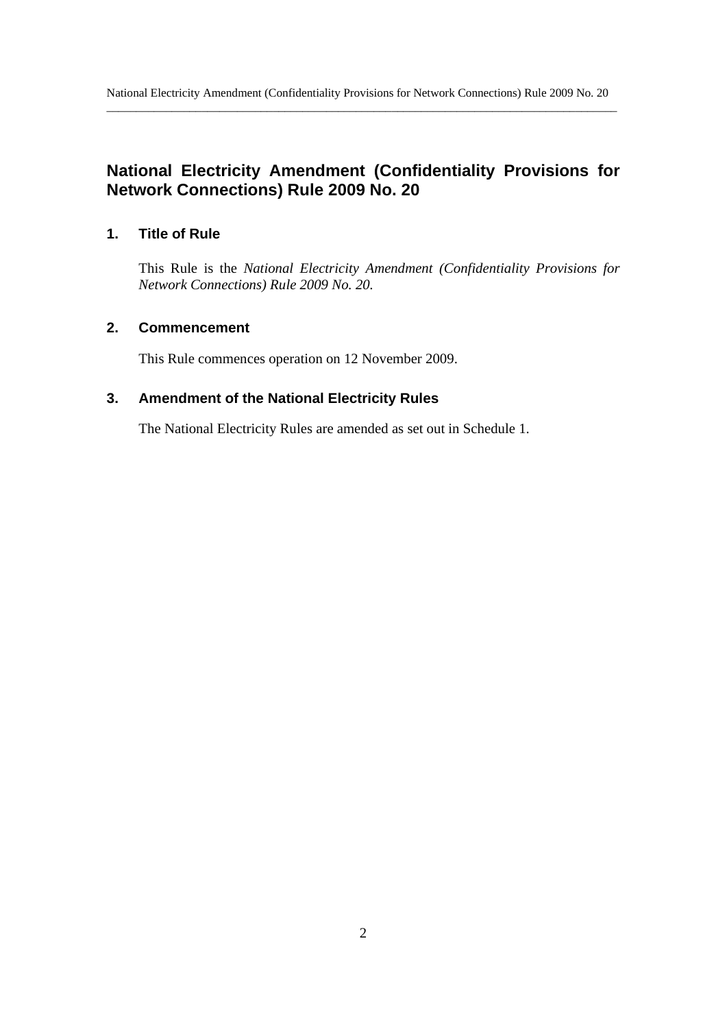# National Electricity Amendment (Confidentiality Provisions for Network Connections) Rule 2009 No. 20

## 1. Title of Rule

This Rule is the *National Electricity Amendment (Confidentiality Provisions for Network Connections) Rule 2009 No. 20.*

## 2. Commencement

This Rule commences operation on 12 November 2009.

## 3. Amendment of the National Electricity Rules

The National Electricity Rules are amended as set out in Schedule 1.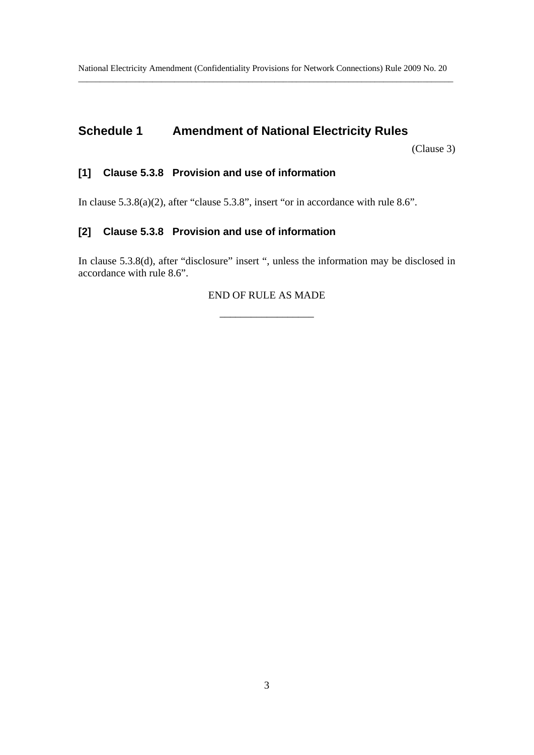## Schedule 1 Amendment of National Electricity Rules

(Clause 3)

### [1] Clause 5.3.8 Provision and use of information

In clause 5.3.8(a)(2), after "clause 5.3.8", insert "or in accordance with rule 8.6".

### [2] Clause 5.3.8 Provision and use of information

In clause 5.3.8(d), after "disclosure" insert ", unless the information may be disclosed in accordance with rule 8.6".

END OF RULE AS MADE